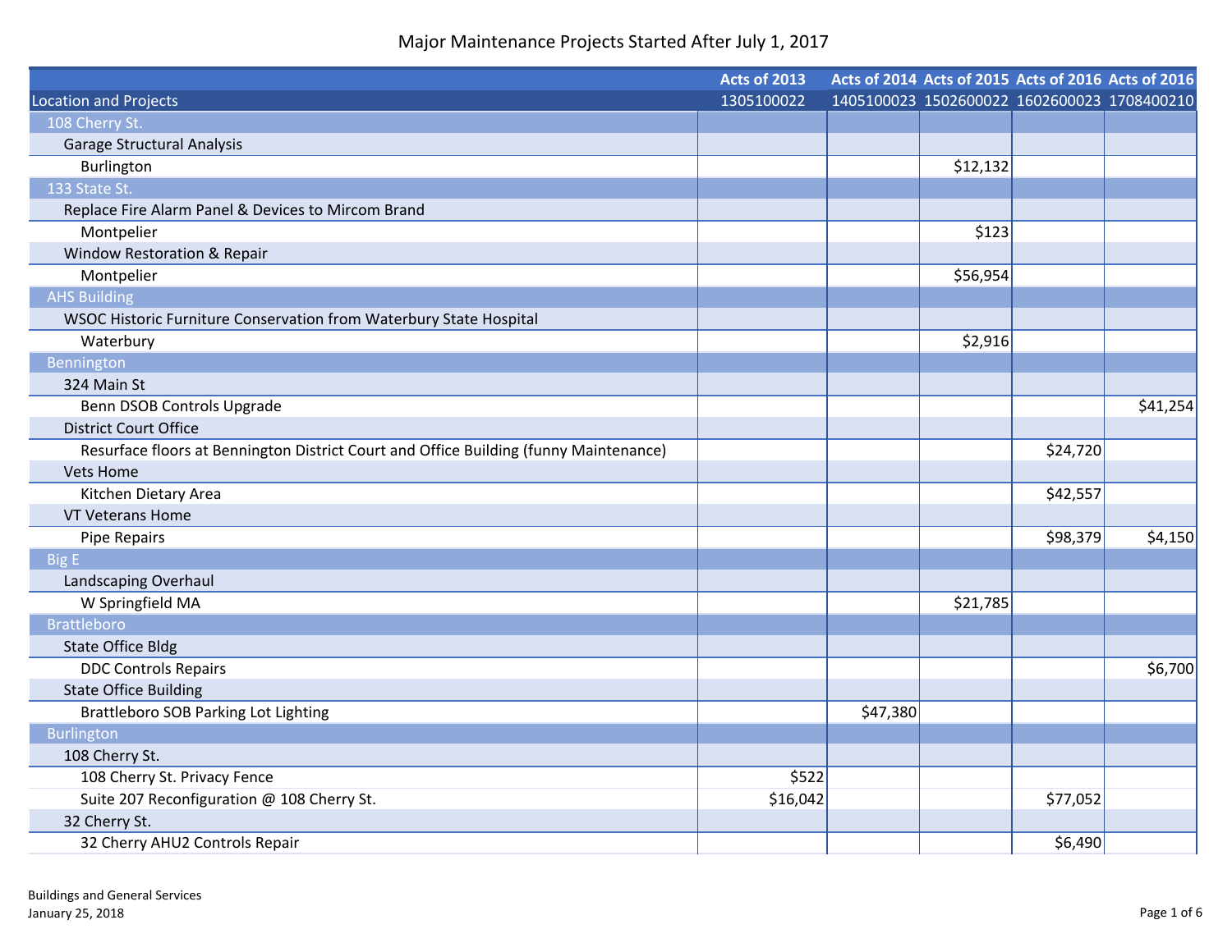# Major Maintenance Projects Started After July 1, 2017

| Location and Projects | Acts of 2013<br>1305100022 | Acts of 2014<br>1405100023 | Acts of 2015<br>1502600022 | Acts of 2016<br>1602600023 | Acts of 2016<br>1708400210 |
|---|---|---|---|---|---|
| 108 Cherry St. | | | | | |
| Garage Structural Analysis | | | | | |
| Burlington | | | $12,132 | | |
| 133 State St. | | | | | |
| Replace Fire Alarm Panel & Devices to Mircom Brand | | | | | |
| Montpelier | | | $123 | | |
| Window Restoration & Repair | | | | | |
| Montpelier | | | $56,954 | | |
| AHS Building | | | | | |
| WSOC Historic Furniture Conservation from Waterbury State Hospital | | | | | |
| Waterbury | | | $2,916 | | |
| Bennington | | | | | |
| 324 Main St | | | | | |
| Benn DSOB Controls Upgrade | | | | | $41,254 |
| District Court Office | | | | | |
| Resurface floors at Bennington District Court and Office Building (funny Maintenance) | | | | $24,720 | |
| Vets Home | | | | | |
| Kitchen Dietary Area | | | | $42,557 | |
| VT Veterans Home | | | | | |
| Pipe Repairs | | | | $98,379 | $4,150 |
| Big E | | | | | |
| Landscaping Overhaul | | | | | |
| W Springfield MA | | | $21,785 | | |
| Brattleboro | | | | | |
| State Office Bldg | | | | | |
| DDC Controls Repairs | | | | | $6,700 |
| State Office Building | | | | | |
| Brattleboro SOB Parking Lot Lighting | | $47,380 | | | |
| Burlington | | | | | |
| 108 Cherry St. | | | | | |
| 108 Cherry St. Privacy Fence | $522 | | | | |
| Suite 207 Reconfiguration @ 108 Cherry St. | $16,042 | | | $77,052 | |
| 32 Cherry St. | | | | | |
| 32 Cherry AHU2 Controls Repair | | | | $6,490 | |

Buildings and General Services
January 25, 2018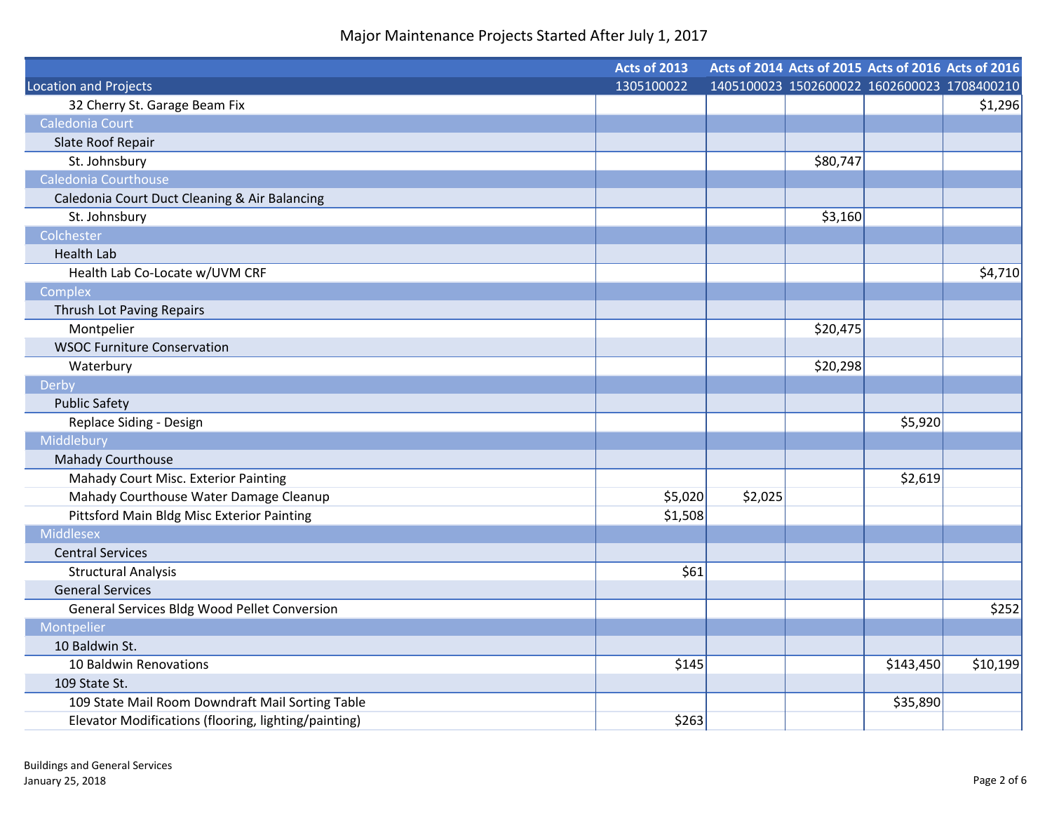# Major Maintenance Projects Started After July 1, 2017

| Location and Projects | Acts of 2013 1305100022 | Acts of 2014 1405100023 | Acts of 2015 1502600022 | Acts of 2016 1602600023 | Acts of 2016 1708400210 |
|---|---|---|---|---|---|
| 32 Cherry St. Garage Beam Fix | | | | | $1,296 |
| Caledonia Court | | | | | |
| Slate Roof Repair | | | | | |
| St. Johnsbury | | | $80,747 | | |
| Caledonia Courthouse | | | | | |
| Caledonia Court Duct Cleaning & Air Balancing | | | | | |
| St. Johnsbury | | | $3,160 | | |
| Colchester | | | | | |
| Health Lab | | | | | |
| Health Lab Co-Locate w/UVM CRF | | | | | $4,710 |
| Complex | | | | | |
| Thrush Lot Paving Repairs | | | | | |
| Montpelier | | | $20,475 | | |
| WSOC Furniture Conservation | | | | | |
| Waterbury | | | $20,298 | | |
| Derby | | | | | |
| Public Safety | | | | | |
| Replace Siding - Design | | | | $5,920 | |
| Middlebury | | | | | |
| Mahady Courthouse | | | | | |
| Mahady Court Misc. Exterior Painting | | | | $2,619 | |
| Mahady Courthouse Water Damage Cleanup | $5,020 | $2,025 | | | |
| Pittsford Main Bldg Misc Exterior Painting | $1,508 | | | | |
| Middlesex | | | | | |
| Central Services | | | | | |
| Structural Analysis | $61 | | | | |
| General Services | | | | | |
| General Services Bldg Wood Pellet Conversion | | | | | $252 |
| Montpelier | | | | | |
| 10 Baldwin St. | | | | | |
| 10 Baldwin Renovations | $145 | | | $143,450 | $10,199 |
| 109 State St. | | | | | |
| 109 State Mail Room Downdraft Mail Sorting Table | | | | $35,890 | |
| Elevator Modifications (flooring, lighting/painting) | $263 | | | | |

Buildings and General Services
January 25, 2018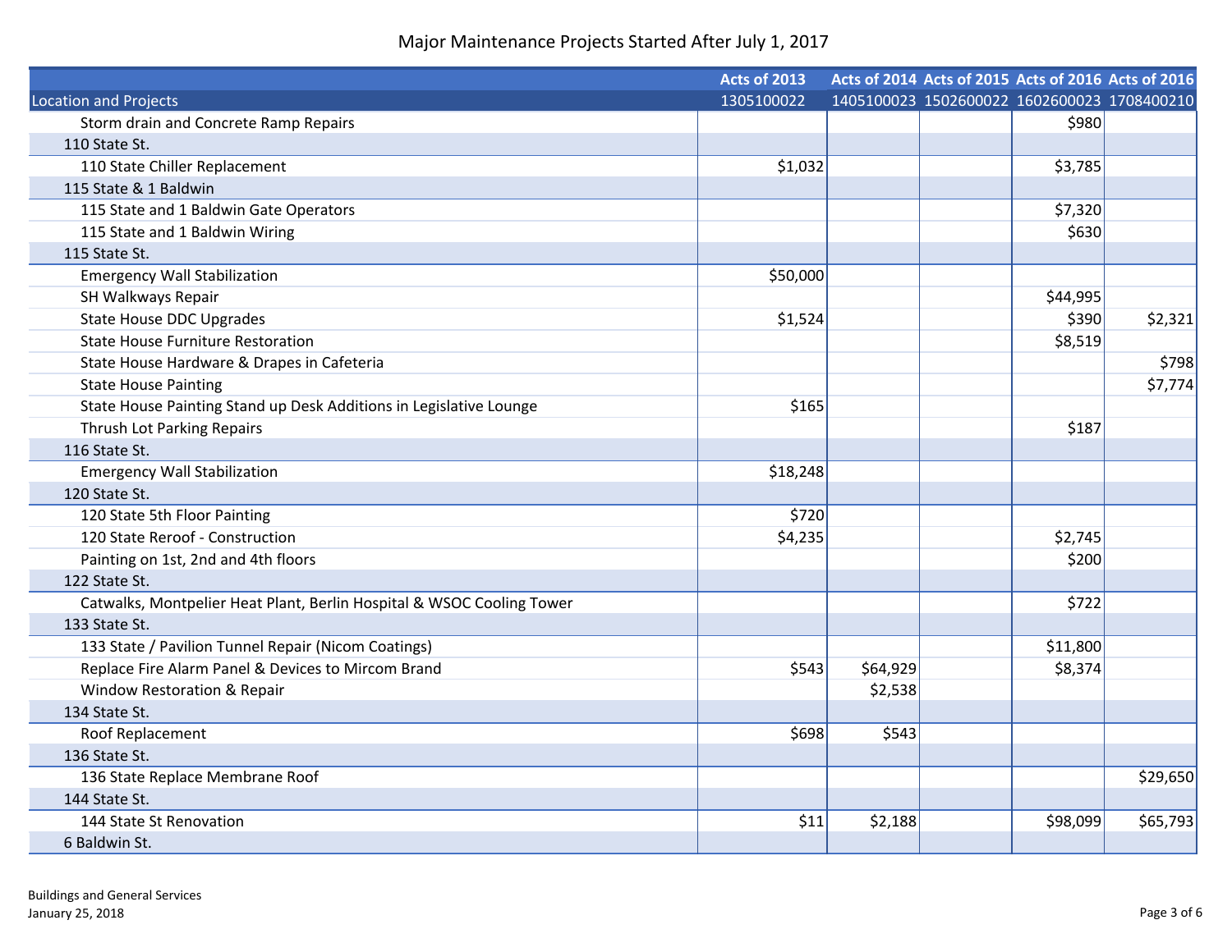# Major Maintenance Projects Started After July 1, 2017

| Location and Projects | Acts of 2013 1305100022 | Acts of 2014 1405100023 | Acts of 2015 1502600022 | Acts of 2016 1602600023 | Acts of 2016 1708400210 |
|---|---|---|---|---|---|
| Storm drain and Concrete Ramp Repairs | | | | $980 | |
| 110 State St. | | | | | |
| 110 State Chiller Replacement | $1,032 | | | $3,785 | |
| 115 State & 1 Baldwin | | | | | |
| 115 State and 1 Baldwin Gate Operators | | | | $7,320 | |
| 115 State and 1 Baldwin Wiring | | | | $630 | |
| 115 State St. | | | | | |
| Emergency Wall Stabilization | $50,000 | | | | |
| SH Walkways Repair | | | | $44,995 | |
| State House DDC Upgrades | $1,524 | | | $390 | $2,321 |
| State House Furniture Restoration | | | | $8,519 | |
| State House Hardware & Drapes in Cafeteria | | | | | $798 |
| State House Painting | | | | | $7,774 |
| State House Painting Stand up Desk Additions in Legislative Lounge | $165 | | | | |
| Thrush Lot Parking Repairs | | | | $187 | |
| 116 State St. | | | | | |
| Emergency Wall Stabilization | $18,248 | | | | |
| 120 State St. | | | | | |
| 120 State 5th Floor Painting | $720 | | | | |
| 120 State Reroof - Construction | $4,235 | | | $2,745 | |
| Painting on 1st, 2nd and 4th floors | | | | $200 | |
| 122 State St. | | | | | |
| Catwalks, Montpelier Heat Plant, Berlin Hospital & WSOC Cooling Tower | | | | $722 | |
| 133 State St. | | | | | |
| 133 State / Pavilion Tunnel Repair (Nicom Coatings) | | | | $11,800 | |
| Replace Fire Alarm Panel & Devices to Mircom Brand | $543 | $64,929 | | $8,374 | |
| Window Restoration & Repair | | $2,538 | | | |
| 134 State St. | | | | | |
| Roof Replacement | $698 | $543 | | | |
| 136 State St. | | | | | |
| 136 State Replace Membrane Roof | | | | | $29,650 |
| 144 State St. | | | | | |
| 144 State St Renovation | $11 | $2,188 | | $98,099 | $65,793 |
| 6 Baldwin St. | | | | | |

Buildings and General Services
January 25, 2018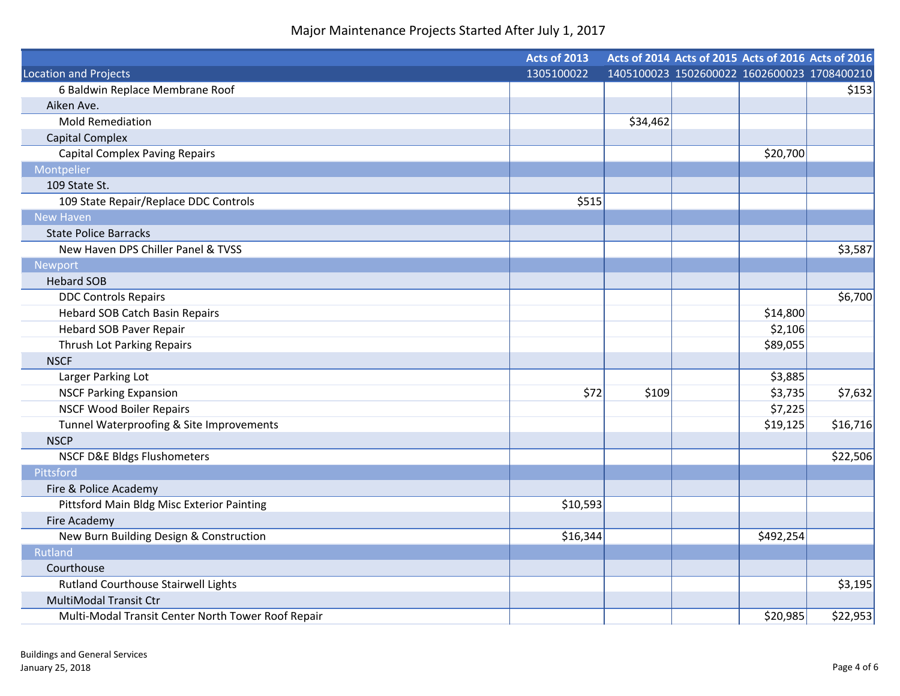# Major Maintenance Projects Started After July 1, 2017

| | Acts of 2013 | Acts of 2014 | Acts of 2015 | Acts of 2016 | Acts of 2016 |
|---|---|---|---|---|---|
| Location and Projects | 1305100022 | 1405100023 | 1502600022 | 1602600023 | 1708400210 |
| 6 Baldwin Replace Membrane Roof | | | | | $153 |
| Aiken Ave. | | | | | |
| Mold Remediation | | $34,462 | | | |
| Capital Complex | | | | | |
| Capital Complex Paving Repairs | | | | $20,700 | |
| Montpelier | | | | | |
| 109 State St. | | | | | |
| 109 State Repair/Replace DDC Controls | $515 | | | | |
| New Haven | | | | | |
| State Police Barracks | | | | | |
| New Haven DPS Chiller Panel & TVSS | | | | | $3,587 |
| Newport | | | | | |
| Hebard SOB | | | | | |
| DDC Controls Repairs | | | | | $6,700 |
| Hebard SOB Catch Basin Repairs | | | | $14,800 | |
| Hebard SOB Paver Repair | | | | $2,106 | |
| Thrush Lot Parking Repairs | | | | $89,055 | |
| NSCF | | | | | |
| Larger Parking Lot | | | | $3,885 | |
| NSCF Parking Expansion | $72 | $109 | | $3,735 | $7,632 |
| NSCF Wood Boiler Repairs | | | | $7,225 | |
| Tunnel Waterproofing & Site Improvements | | | | $19,125 | $16,716 |
| NSCP | | | | | |
| NSCF D&E Bldgs Flushometers | | | | | $22,506 |
| Pittsford | | | | | |
| Fire & Police Academy | | | | | |
| Pittsford Main Bldg Misc Exterior Painting | $10,593 | | | | |
| Fire Academy | | | | | |
| New Burn Building Design & Construction | $16,344 | | | $492,254 | |
| Rutland | | | | | |
| Courthouse | | | | | |
| Rutland Courthouse Stairwell Lights | | | | | $3,195 |
| MultiModal Transit Ctr | | | | | |
| Multi-Modal Transit Center North Tower Roof Repair | | | | $20,985 | $22,953 |

Buildings and General Services
January 25, 2018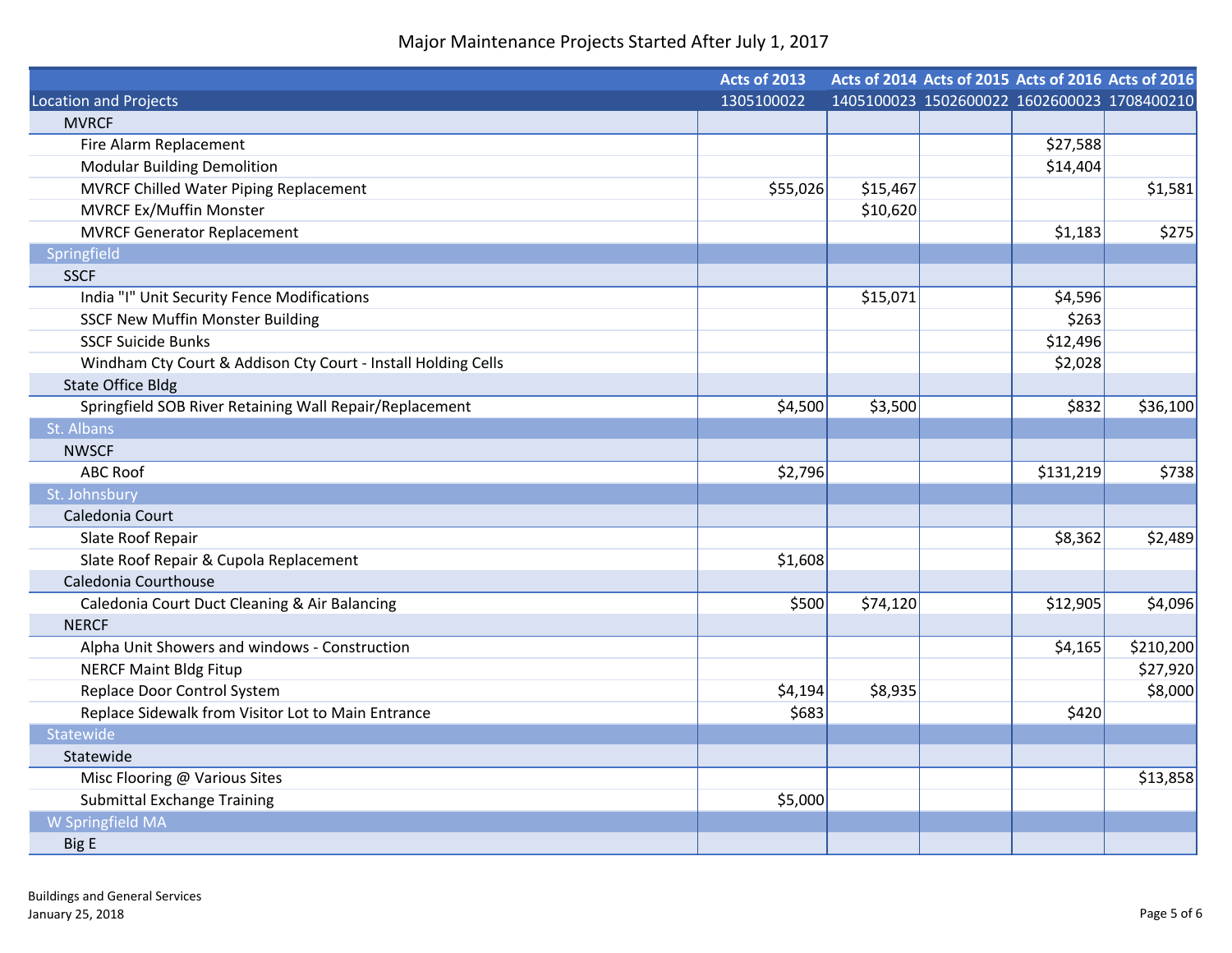# Major Maintenance Projects Started After July 1, 2017

| | Acts of 2013 | Acts of 2014 | Acts of 2015 | Acts of 2016 | Acts of 2016 |
|---|---|---|---|---|---|
| Location and Projects | 1305100022 | 1405100023 | 1502600022 | 1602600023 | 1708400210 |
| MVRCF | | | | | |
| Fire Alarm Replacement | | | | $27,588 | |
| Modular Building Demolition | | | | $14,404 | |
| MVRCF Chilled Water Piping Replacement | $55,026 | $15,467 | | | $1,581 |
| MVRCF Ex/Muffin Monster | | $10,620 | | | |
| MVRCF Generator Replacement | | | | $1,183 | $275 |
| Springfield | | | | | |
| SSCF | | | | | |
| India "I" Unit Security Fence Modifications | | $15,071 | | $4,596 | |
| SSCF New Muffin Monster Building | | | | $263 | |
| SSCF Suicide Bunks | | | | $12,496 | |
| Windham Cty Court & Addison Cty Court - Install Holding Cells | | | | $2,028 | |
| State Office Bldg | | | | | |
| Springfield SOB River Retaining Wall Repair/Replacement | $4,500 | $3,500 | | $832 | $36,100 |
| St. Albans | | | | | |
| NWSCF | | | | | |
| ABC Roof | $2,796 | | | $131,219 | $738 |
| St. Johnsbury | | | | | |
| Caledonia Court | | | | | |
| Slate Roof Repair | | | | $8,362 | $2,489 |
| Slate Roof Repair & Cupola Replacement | $1,608 | | | | |
| Caledonia Courthouse | | | | | |
| Caledonia Court Duct Cleaning & Air Balancing | $500 | $74,120 | | $12,905 | $4,096 |
| NERCF | | | | | |
| Alpha Unit Showers and windows - Construction | | | | $4,165 | $210,200 |
| NERCF Maint Bldg Fitup | | | | | $27,920 |
| Replace Door Control System | $4,194 | $8,935 | | | $8,000 |
| Replace Sidewalk from Visitor Lot to Main Entrance | $683 | | | $420 | |
| Statewide | | | | | |
| Statewide | | | | | |
| Misc Flooring @ Various Sites | | | | | $13,858 |
| Submittal Exchange Training | $5,000 | | | | |
| W Springfield MA | | | | | |
| Big E | | | | | |

Buildings and General Services
January 25, 2018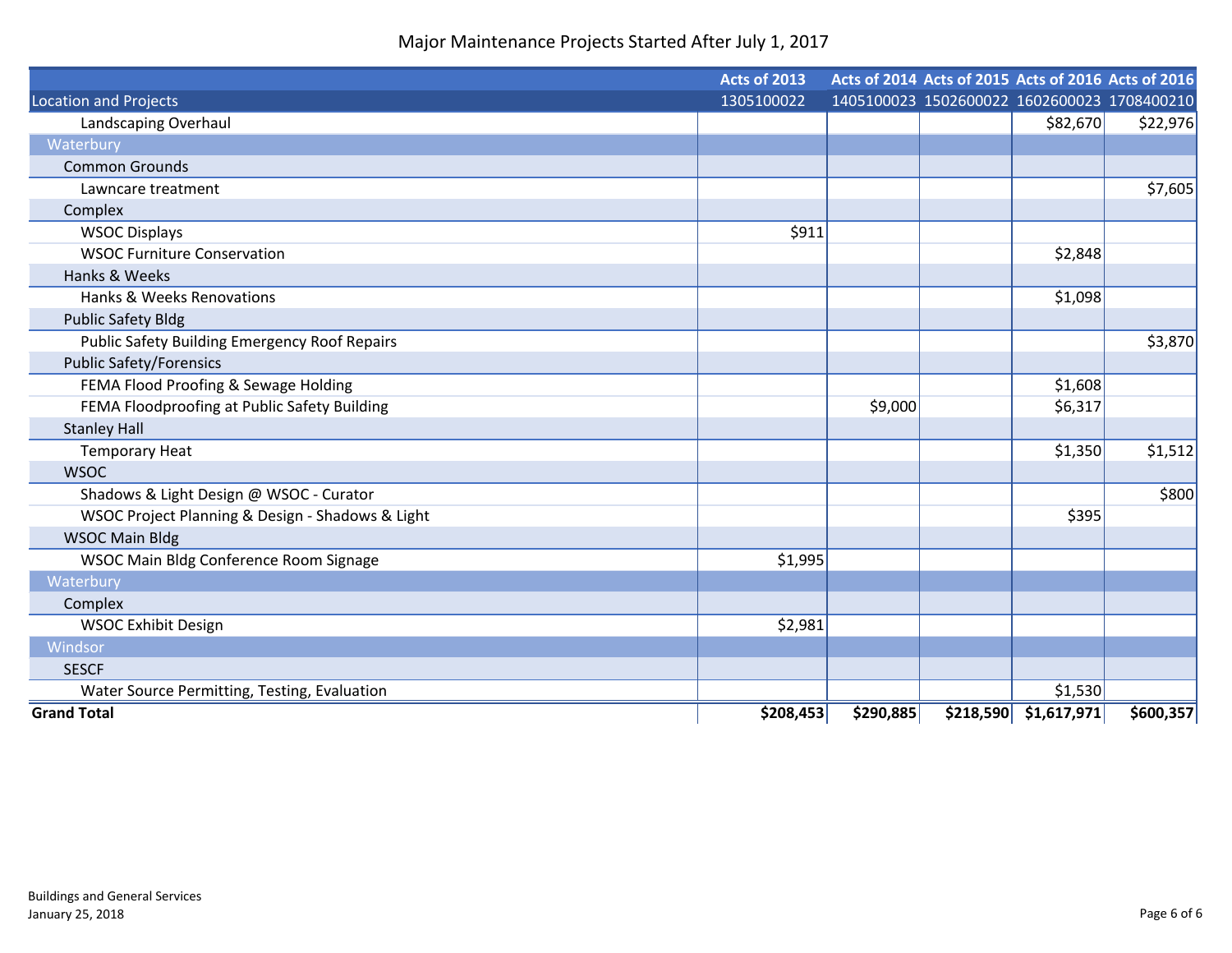# Major Maintenance Projects Started After July 1, 2017

| Location and Projects | Acts of 2013<br>1305100022 | Acts of 2014<br>1405100023 | Acts of 2015<br>1502600022 | Acts of 2016<br>1602600023 | Acts of 2016<br>1708400210 |
|---|---|---|---|---|---|
| Landscaping Overhaul | | | | $82,670 | $22,976 |
| **Waterbury** | | | | | |
| Common Grounds | | | | | |
| Lawncare treatment | | | | | $7,605 |
| Complex | | | | | |
| WSOC Displays | $911 | | | | |
| WSOC Furniture Conservation | | | | $2,848 | |
| Hanks & Weeks | | | | | |
| Hanks & Weeks Renovations | | | | $1,098 | |
| Public Safety Bldg | | | | | |
| Public Safety Building Emergency Roof Repairs | | | | | $3,870 |
| Public Safety/Forensics | | | | | |
| FEMA Flood Proofing & Sewage Holding | | | | $1,608 | |
| FEMA Floodproofing at Public Safety Building | | $9,000 | | $6,317 | |
| Stanley Hall | | | | | |
| Temporary Heat | | | | $1,350 | $1,512 |
| WSOC | | | | | |
| Shadows & Light Design @ WSOC - Curator | | | | | $800 |
| WSOC Project Planning & Design - Shadows & Light | | | | $395 | |
| WSOC Main Bldg | | | | | |
| WSOC Main Bldg Conference Room Signage | $1,995 | | | | |
| **Waterbury** | | | | | |
| Complex | | | | | |
| WSOC Exhibit Design | $2,981 | | | | |
| **Windsor** | | | | | |
| SESCF | | | | | |
| Water Source Permitting, Testing, Evaluation | | | | $1,530 | |
| **Grand Total** | **$208,453** | **$290,885** | **$218,590** | **$1,617,971** | **$600,357** |

Buildings and General Services
January 25, 2018